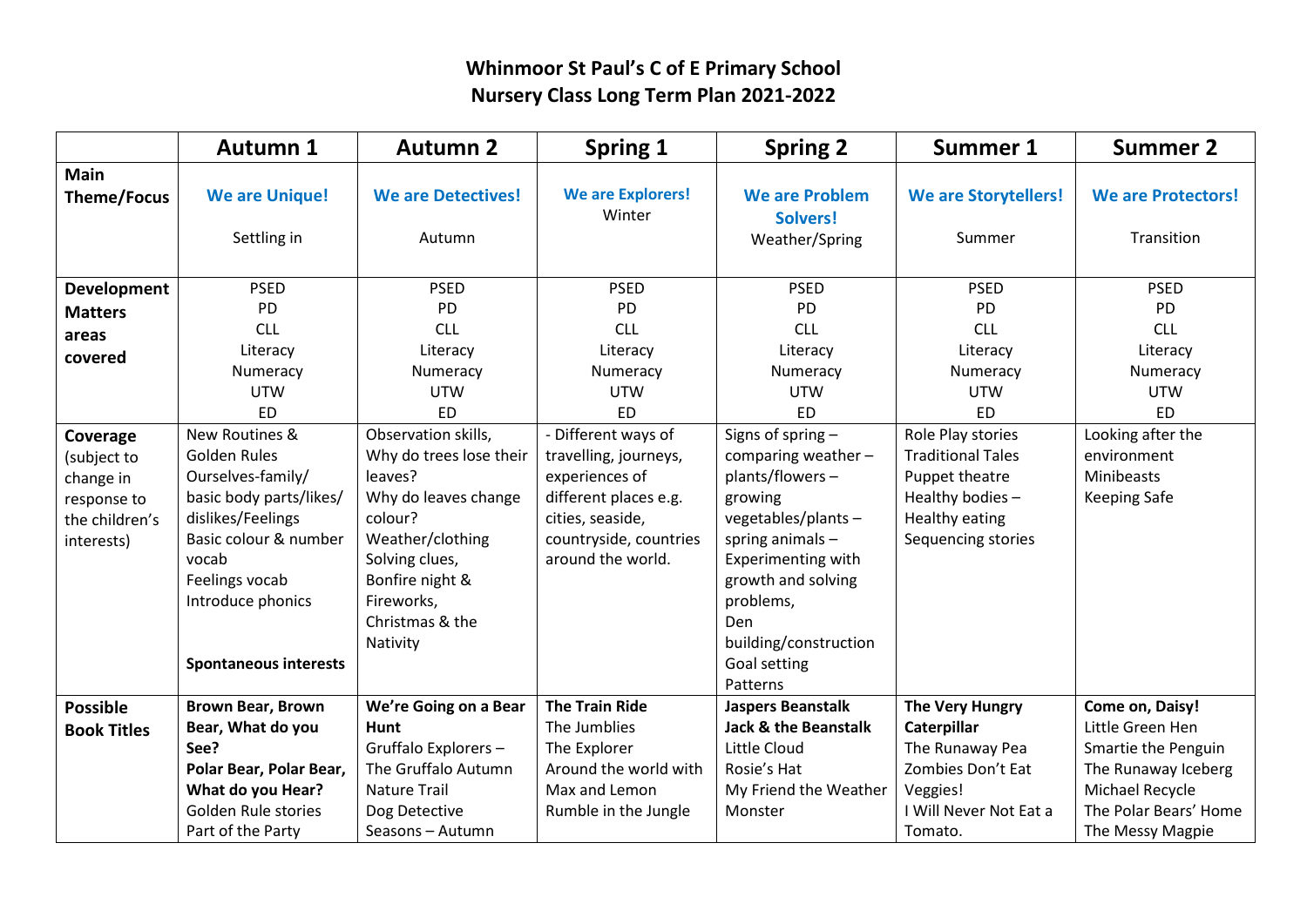# Whinmoor St Paul's C of E Primary School
## Nursery Class Long Term Plan 2021-2022

| | Autumn 1 | Autumn 2 | Spring 1 | Spring 2 | Summer 1 | Summer 2 |
|---|---|---|---|---|---|---|
| **Main Theme/Focus** | **We are Unique!**<br><br>Settling in | **We are Detectives!**<br><br>Autumn | **We are Explorers!**<br>Winter | **We are Problem Solvers!**<br>Weather/Spring | **We are Storytellers!**<br><br>Summer | **We are Protectors!**<br><br>Transition |
| **Development Matters areas covered** | PSED<br>PD<br>CLL<br>Literacy<br>Numeracy<br>UTW<br>ED | PSED<br>PD<br>CLL<br>Literacy<br>Numeracy<br>UTW<br>ED | PSED<br>PD<br>CLL<br>Literacy<br>Numeracy<br>UTW<br>ED | PSED<br>PD<br>CLL<br>Literacy<br>Numeracy<br>UTW<br>ED | PSED<br>PD<br>CLL<br>Literacy<br>Numeracy<br>UTW<br>ED | PSED<br>PD<br>CLL<br>Literacy<br>Numeracy<br>UTW<br>ED |
| **Coverage** (subject to change in response to the children's interests) | New Routines & Golden Rules<br>Ourselves-family/ basic body parts/likes/ dislikes/Feelings<br>Basic colour & number vocab<br>Feelings vocab<br>Introduce phonics<br><br>**Spontaneous interests** | Observation skills,<br>Why do trees lose their leaves?<br>Why do leaves change colour?<br>Weather/clothing<br>Solving clues,<br>Bonfire night & Fireworks,<br>Christmas & the Nativity | - Different ways of travelling, journeys, experiences of different places e.g. cities, seaside, countryside, countries around the world. | Signs of spring – comparing weather – plants/flowers – growing vegetables/plants – spring animals – Experimenting with growth and solving problems,<br>Den building/construction<br>Goal setting<br>Patterns | Role Play stories<br>Traditional Tales<br>Puppet theatre<br>Healthy bodies – Healthy eating<br>Sequencing stories | Looking after the environment<br>Minibeasts<br>Keeping Safe |
| **Possible Book Titles** | **Brown Bear, Brown Bear, What do you See?**<br>**Polar Bear, Polar Bear, What do you Hear?**<br>Golden Rule stories<br>Part of the Party | **We're Going on a Bear Hunt**<br>Gruffalo Explorers – The Gruffalo Autumn Nature Trail<br>Dog Detective<br>Seasons – Autumn | **The Train Ride**<br>The Jumblies<br>The Explorer<br>Around the world with Max and Lemon<br>Rumble in the Jungle | **Jaspers Beanstalk**<br>**Jack & the Beanstalk**<br>Little Cloud<br>Rosie's Hat<br>My Friend the Weather Monster | **The Very Hungry Caterpillar**<br>The Runaway Pea<br>Zombies Don't Eat Veggies!<br>I Will Never Not Eat a Tomato. | **Come on, Daisy!**<br>Little Green Hen<br>Smartie the Penguin<br>The Runaway Iceberg<br>Michael Recycle<br>The Polar Bears' Home<br>The Messy Magpie |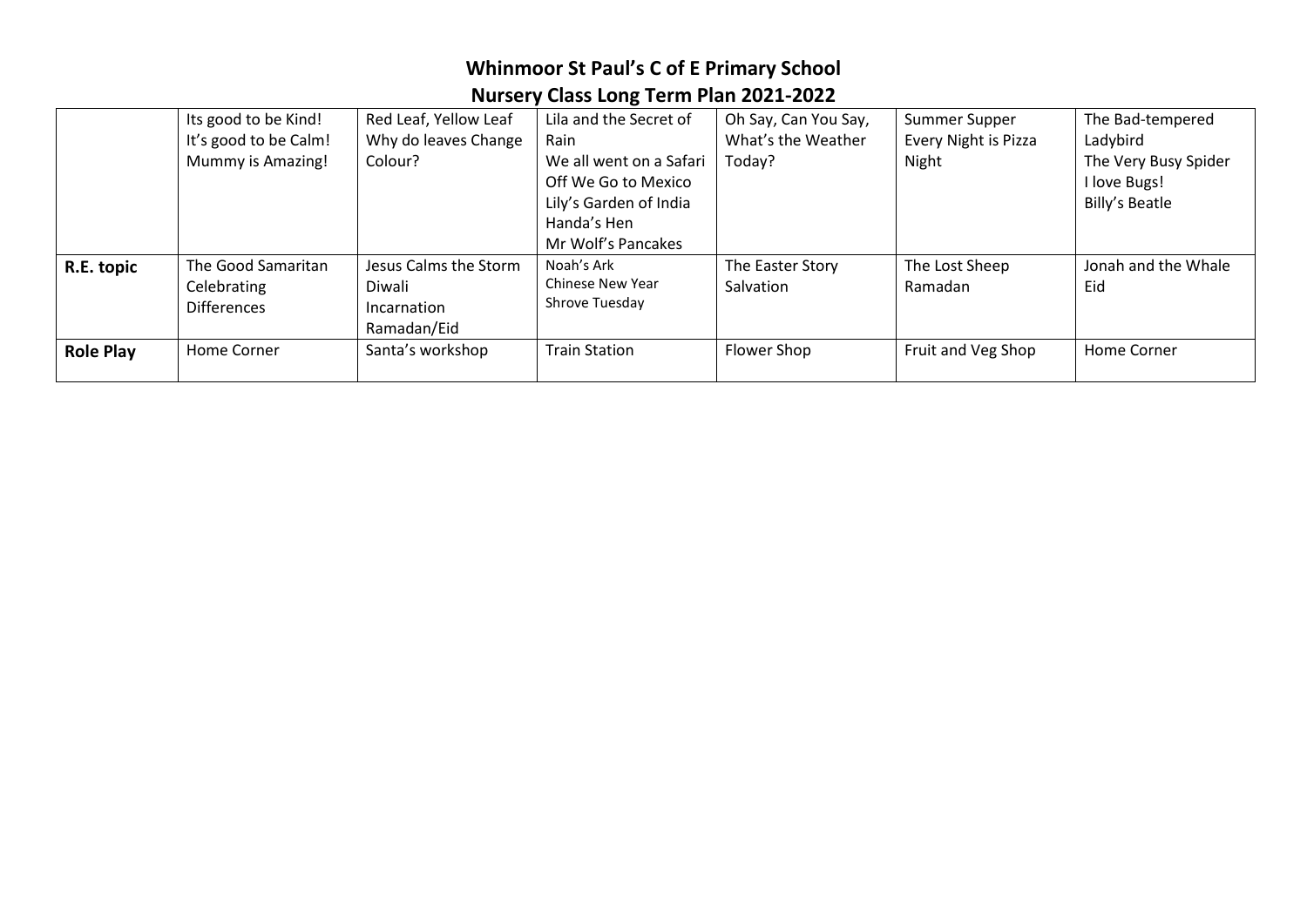# Whinmoor St Paul's C of E Primary School

## Nursery Class Long Term Plan 2021-2022

| | | | | | | |
|---|---|---|---|---|---|---|
| | Its good to be Kind!<br>It's good to be Calm!<br>Mummy is Amazing! | Red Leaf, Yellow Leaf<br>Why do leaves Change Colour? | Lila and the Secret of Rain<br>We all went on a Safari<br>Off We Go to Mexico<br>Lily's Garden of India<br>Handa's Hen<br>Mr Wolf's Pancakes | Oh Say, Can You Say, What's the Weather Today? | Summer Supper<br>Every Night is Pizza Night | The Bad-tempered Ladybird<br>The Very Busy Spider<br>I love Bugs!<br>Billy's Beatle |
| **R.E. topic** | The Good Samaritan<br>Celebrating Differences | Jesus Calms the Storm<br>Diwali<br>Incarnation<br>Ramadan/Eid | Noah's Ark<br>Chinese New Year<br>Shrove Tuesday | The Easter Story<br>Salvation | The Lost Sheep<br>Ramadan | Jonah and the Whale<br>Eid |
| **Role Play** | Home Corner | Santa's workshop | Train Station | Flower Shop | Fruit and Veg Shop | Home Corner |